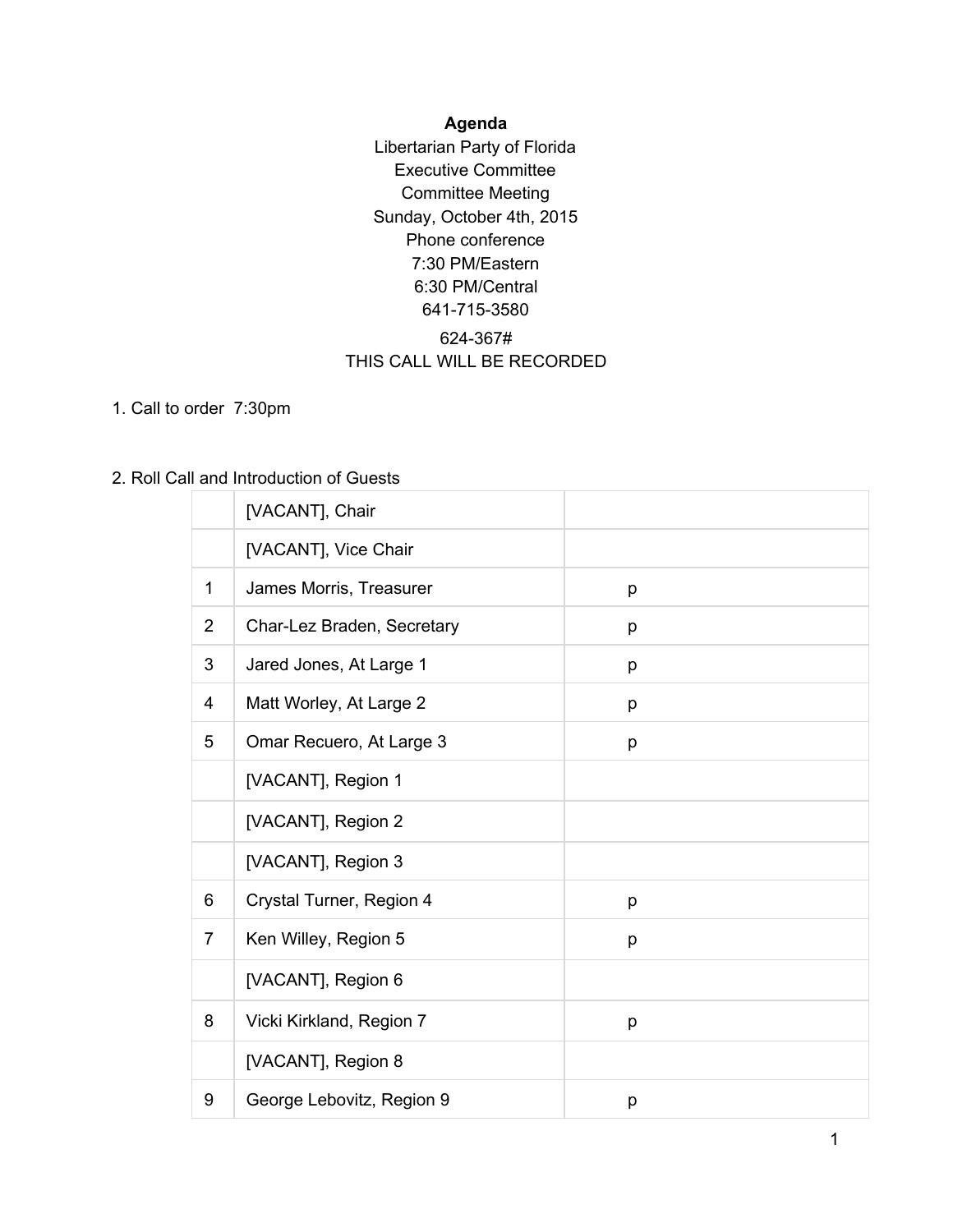**Agenda**

Libertarian Party of Florida
Executive Committee
Committee Meeting
Sunday, October 4th, 2015
Phone conference
7:30 PM/Eastern
6:30 PM/Central
641-715-3580
624-367#
THIS CALL WILL BE RECORDED

1. Call to order 7:30pm

2. Roll Call and Introduction of Guests

| | | |
|---|---|---|
| | [VACANT], Chair | |
| | [VACANT], Vice Chair | |
| 1 | James Morris, Treasurer | p |
| 2 | Char-Lez Braden, Secretary | p |
| 3 | Jared Jones, At Large 1 | p |
| 4 | Matt Worley, At Large 2 | p |
| 5 | Omar Recuero, At Large 3 | p |
| | [VACANT], Region 1 | |
| | [VACANT], Region 2 | |
| | [VACANT], Region 3 | |
| 6 | Crystal Turner, Region 4 | p |
| 7 | Ken Willey, Region 5 | p |
| | [VACANT], Region 6 | |
| 8 | Vicki Kirkland, Region 7 | p |
| | [VACANT], Region 8 | |
| 9 | George Lebovitz, Region 9 | p |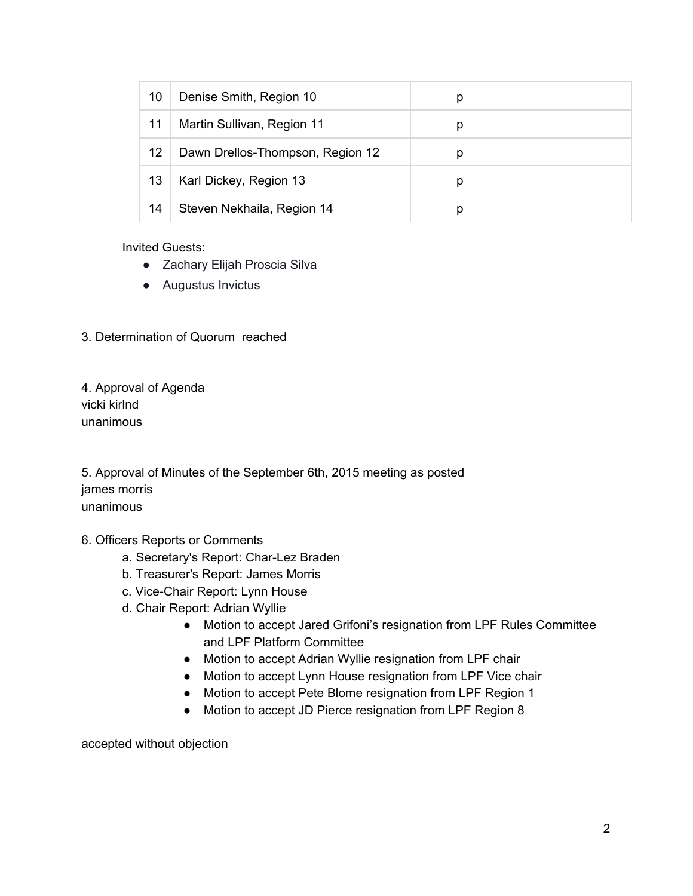| 10 | Denise Smith, Region 10 | p |
|---|---|---|
| 11 | Martin Sullivan, Region 11 | p |
| 12 | Dawn Drellos-Thompson, Region 12 | p |
| 13 | Karl Dickey, Region 13 | p |
| 14 | Steven Nekhaila, Region 14 | p |

Invited Guests:

- Zachary Elijah Proscia Silva
- Augustus Invictus

3. Determination of Quorum reached

4. Approval of Agenda
vicki kirlnd
unanimous

5. Approval of Minutes of the September 6th, 2015 meeting as posted
james morris
unanimous

6. Officers Reports or Comments
   a. Secretary's Report: Char-Lez Braden
   b. Treasurer's Report: James Morris
   c. Vice-Chair Report: Lynn House
   d. Chair Report: Adrian Wyllie
      - Motion to accept Jared Grifoni's resignation from LPF Rules Committee and LPF Platform Committee
      - Motion to accept Adrian Wyllie resignation from LPF chair
      - Motion to accept Lynn House resignation from LPF Vice chair
      - Motion to accept Pete Blome resignation from LPF Region 1
      - Motion to accept JD Pierce resignation from LPF Region 8

accepted without objection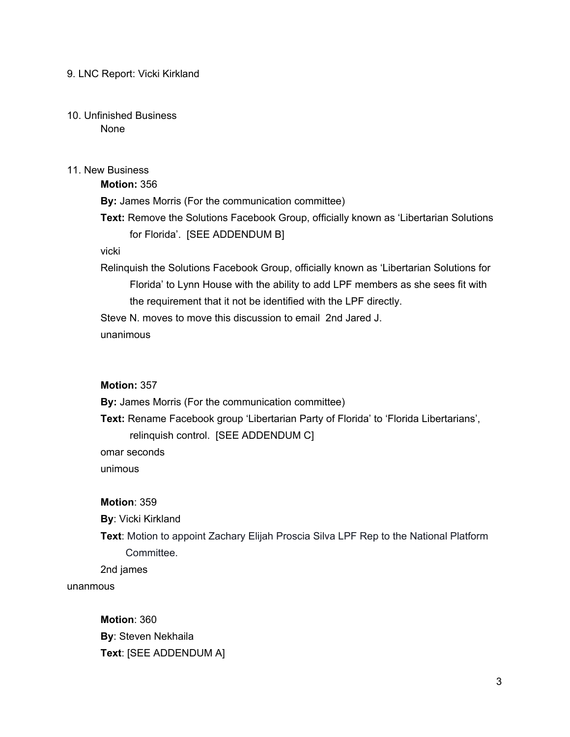9. LNC Report: Vicki Kirkland

10. Unfinished Business

    None

11. New Business

    **Motion:** 356

    **By:** James Morris (For the communication committee)

    **Text:** Remove the Solutions Facebook Group, officially known as 'Libertarian Solutions for Florida'. [SEE ADDENDUM B]

    vicki

    Relinquish the Solutions Facebook Group, officially known as 'Libertarian Solutions for Florida' to Lynn House with the ability to add LPF members as she sees fit with the requirement that it not be identified with the LPF directly.

    Steve N. moves to move this discussion to email 2nd Jared J.

    unanimous

    **Motion:** 357

    **By:** James Morris (For the communication committee)

    **Text:** Rename Facebook group 'Libertarian Party of Florida' to 'Florida Libertarians', relinquish control. [SEE ADDENDUM C]

    omar seconds

    unimous

    **Motion**: 359

    **By**: Vicki Kirkland

    **Text**: Motion to appoint Zachary Elijah Proscia Silva LPF Rep to the National Platform Committee.

    2nd james

unanmous

    **Motion**: 360

    **By**: Steven Nekhaila

    **Text**: [SEE ADDENDUM A]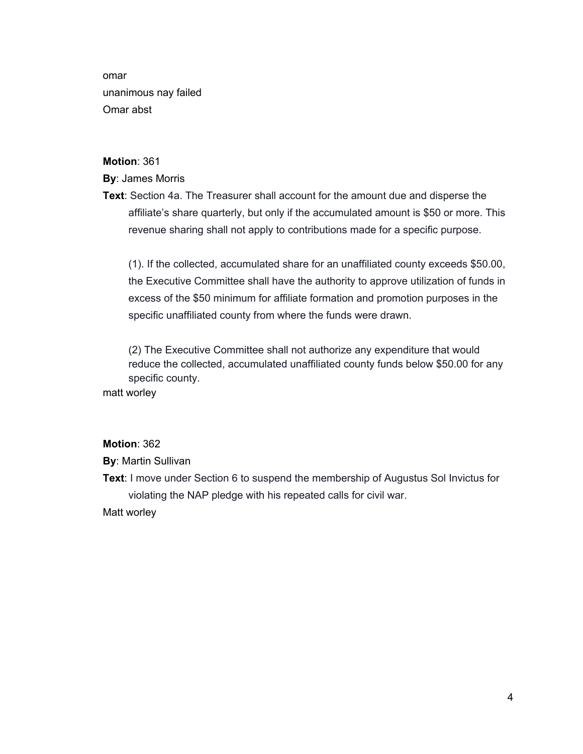omar

unanimous nay failed

Omar abst

**Motion**: 361

**By**: James Morris

**Text**: Section 4a. The Treasurer shall account for the amount due and disperse the affiliate's share quarterly, but only if the accumulated amount is $50 or more. This revenue sharing shall not apply to contributions made for a specific purpose.

(1). If the collected, accumulated share for an unaffiliated county exceeds $50.00, the Executive Committee shall have the authority to approve utilization of funds in excess of the $50 minimum for affiliate formation and promotion purposes in the specific unaffiliated county from where the funds were drawn.

(2) The Executive Committee shall not authorize any expenditure that would reduce the collected, accumulated unaffiliated county funds below $50.00 for any specific county.

matt worley

**Motion**: 362

**By**: Martin Sullivan

**Text**: I move under Section 6 to suspend the membership of Augustus Sol Invictus for violating the NAP pledge with his repeated calls for civil war.

Matt worley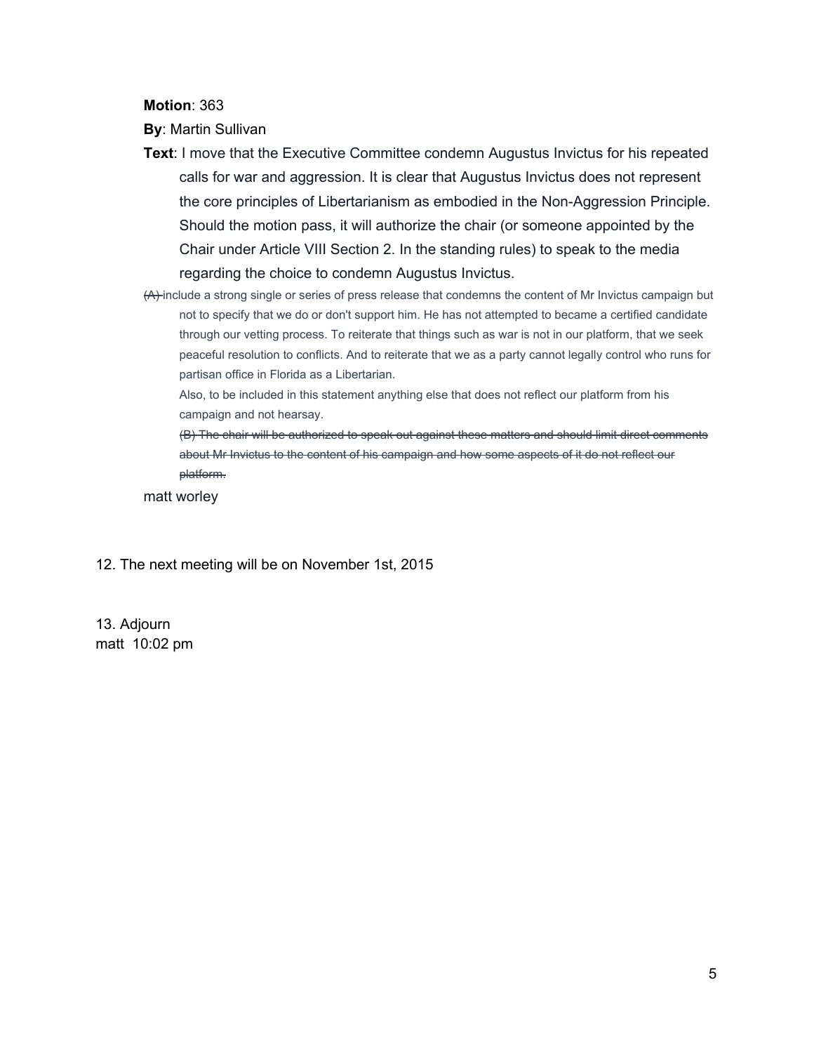**Motion**: 363

**By**: Martin Sullivan

**Text**: I move that the Executive Committee condemn Augustus Invictus for his repeated calls for war and aggression. It is clear that Augustus Invictus does not represent the core principles of Libertarianism as embodied in the Non-Aggression Principle. Should the motion pass, it will authorize the chair (or someone appointed by the Chair under Article VIII Section 2. In the standing rules) to speak to the media regarding the choice to condemn Augustus Invictus.

~~(A)~~ include a strong single or series of press release that condemns the content of Mr Invictus campaign but not to specify that we do or don't support him. He has not attempted to became a certified candidate through our vetting process. To reiterate that things such as war is not in our platform, that we seek peaceful resolution to conflicts. And to reiterate that we as a party cannot legally control who runs for partisan office in Florida as a Libertarian.

Also, to be included in this statement anything else that does not reflect our platform from his campaign and not hearsay.

~~(B) The chair will be authorized to speak out against these matters and should limit direct comments about Mr Invictus to the content of his campaign and how some aspects of it do not reflect our platform.~~

matt worley

12. The next meeting will be on November 1st, 2015

13. Adjourn
matt 10:02 pm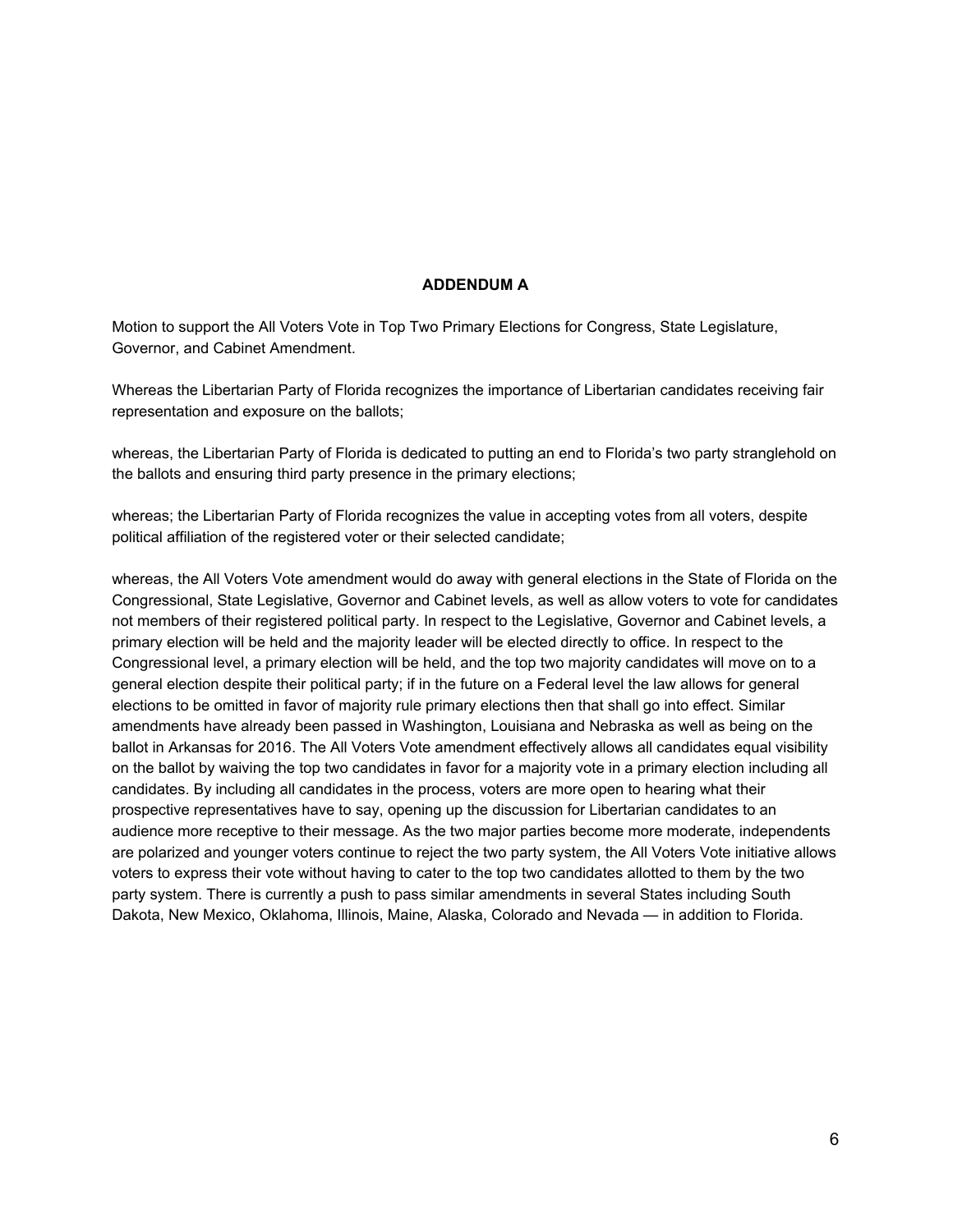## ADDENDUM A

Motion to support the All Voters Vote in Top Two Primary Elections for Congress, State Legislature, Governor, and Cabinet Amendment.

Whereas the Libertarian Party of Florida recognizes the importance of Libertarian candidates receiving fair representation and exposure on the ballots;

whereas, the Libertarian Party of Florida is dedicated to putting an end to Florida's two party stranglehold on the ballots and ensuring third party presence in the primary elections;

whereas; the Libertarian Party of Florida recognizes the value in accepting votes from all voters, despite political affiliation of the registered voter or their selected candidate;

whereas, the All Voters Vote amendment would do away with general elections in the State of Florida on the Congressional, State Legislative, Governor and Cabinet levels, as well as allow voters to vote for candidates not members of their registered political party. In respect to the Legislative, Governor and Cabinet levels, a primary election will be held and the majority leader will be elected directly to office. In respect to the Congressional level, a primary election will be held, and the top two majority candidates will move on to a general election despite their political party; if in the future on a Federal level the law allows for general elections to be omitted in favor of majority rule primary elections then that shall go into effect. Similar amendments have already been passed in Washington, Louisiana and Nebraska as well as being on the ballot in Arkansas for 2016. The All Voters Vote amendment effectively allows all candidates equal visibility on the ballot by waiving the top two candidates in favor for a majority vote in a primary election including all candidates. By including all candidates in the process, voters are more open to hearing what their prospective representatives have to say, opening up the discussion for Libertarian candidates to an audience more receptive to their message. As the two major parties become more moderate, independents are polarized and younger voters continue to reject the two party system, the All Voters Vote initiative allows voters to express their vote without having to cater to the top two candidates allotted to them by the two party system. There is currently a push to pass similar amendments in several States including South Dakota, New Mexico, Oklahoma, Illinois, Maine, Alaska, Colorado and Nevada — in addition to Florida.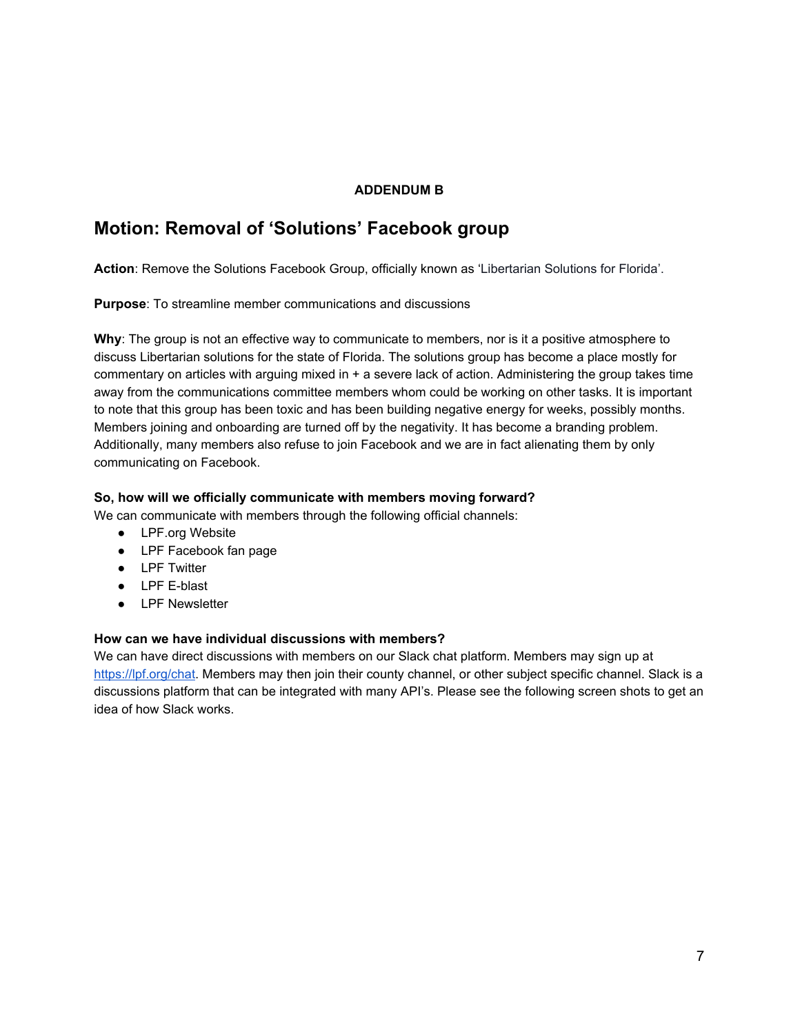**ADDENDUM B**

# Motion: Removal of 'Solutions' Facebook group

**Action**: Remove the Solutions Facebook Group, officially known as 'Libertarian Solutions for Florida'.

**Purpose**: To streamline member communications and discussions

**Why**: The group is not an effective way to communicate to members, nor is it a positive atmosphere to discuss Libertarian solutions for the state of Florida. The solutions group has become a place mostly for commentary on articles with arguing mixed in + a severe lack of action. Administering the group takes time away from the communications committee members whom could be working on other tasks. It is important to note that this group has been toxic and has been building negative energy for weeks, possibly months. Members joining and onboarding are turned off by the negativity. It has become a branding problem. Additionally, many members also refuse to join Facebook and we are in fact alienating them by only communicating on Facebook.

**So, how will we officially communicate with members moving forward?**
We can communicate with members through the following official channels:

- LPF.org Website
- LPF Facebook fan page
- LPF Twitter
- LPF E-blast
- LPF Newsletter

**How can we have individual discussions with members?**
We can have direct discussions with members on our Slack chat platform. Members may sign up at [https://lpf.org/chat](https://lpf.org/chat). Members may then join their county channel, or other subject specific channel. Slack is a discussions platform that can be integrated with many API's. Please see the following screen shots to get an idea of how Slack works.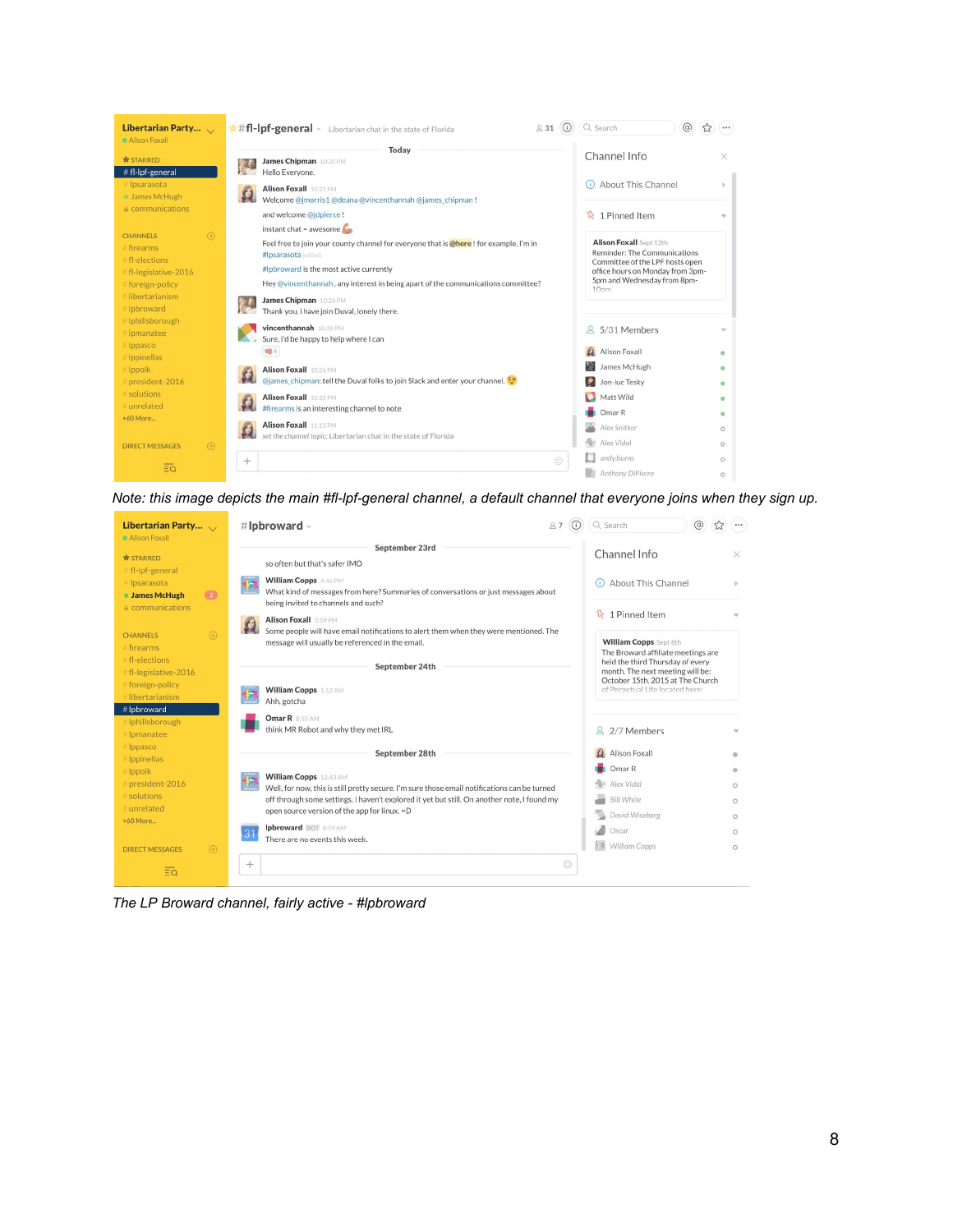*Note: this image depicts the main #fl-lpf-general channel, a default channel that everyone joins when they sign up.*

*The LP Broward channel, fairly active - #lpbroward*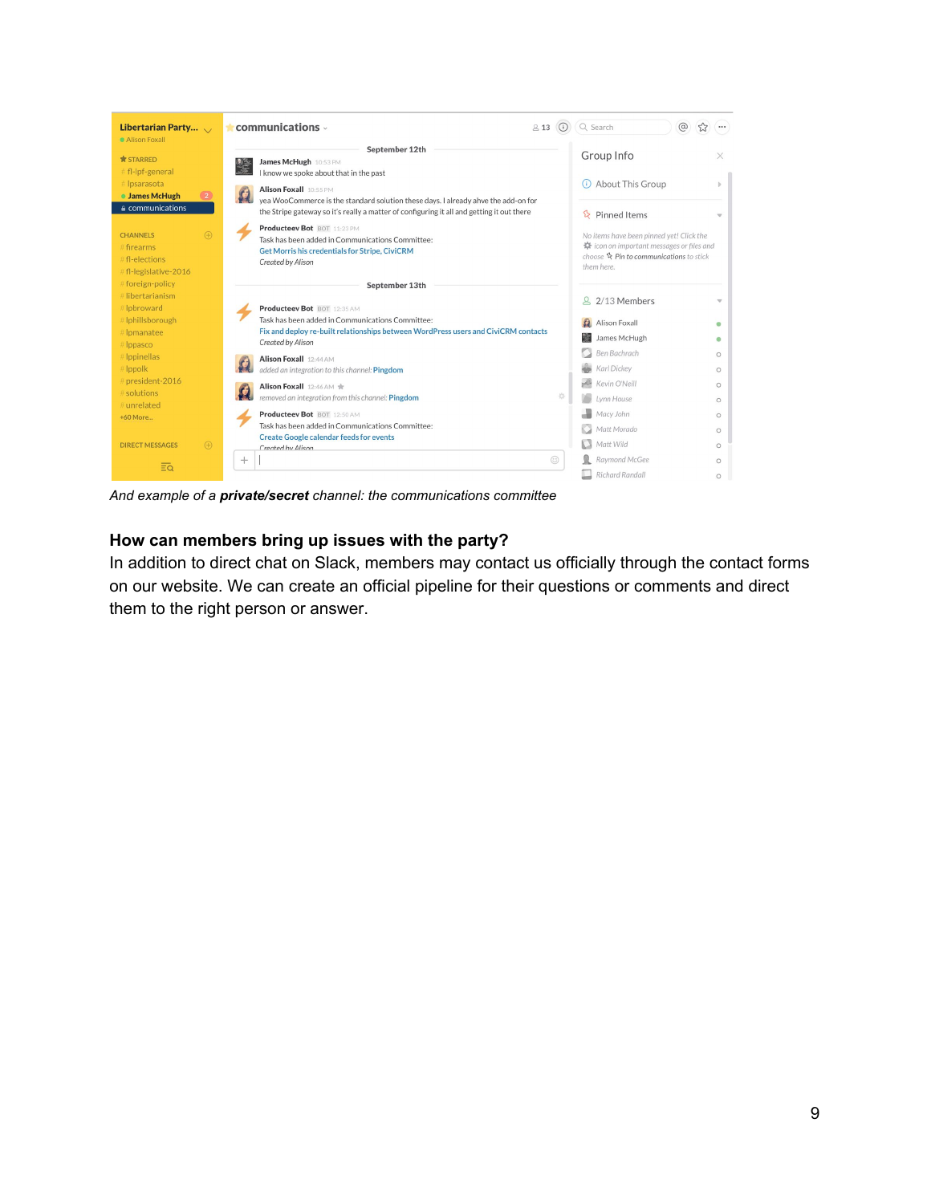*And example of a **private/secret** channel: the communications committee*

**How can members bring up issues with the party?**

In addition to direct chat on Slack, members may contact us officially through the contact forms on our website. We can create an official pipeline for their questions or comments and direct them to the right person or answer.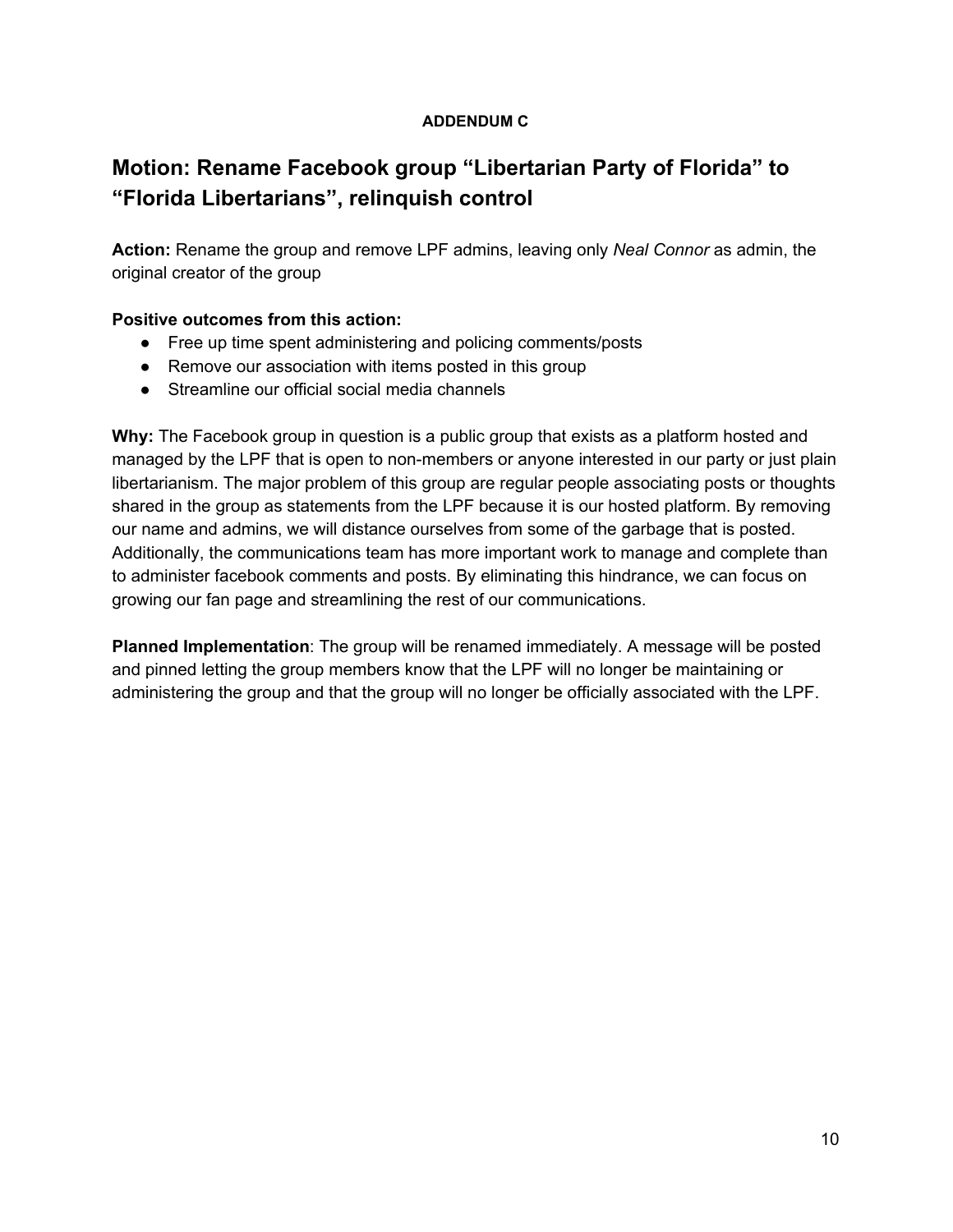**ADDENDUM C**

## Motion: Rename Facebook group “Libertarian Party of Florida” to “Florida Libertarians”, relinquish control

**Action:** Rename the group and remove LPF admins, leaving only *Neal Connor* as admin, the original creator of the group

**Positive outcomes from this action:**

- Free up time spent administering and policing comments/posts
- Remove our association with items posted in this group
- Streamline our official social media channels

**Why:** The Facebook group in question is a public group that exists as a platform hosted and managed by the LPF that is open to non-members or anyone interested in our party or just plain libertarianism. The major problem of this group are regular people associating posts or thoughts shared in the group as statements from the LPF because it is our hosted platform. By removing our name and admins, we will distance ourselves from some of the garbage that is posted. Additionally, the communications team has more important work to manage and complete than to administer facebook comments and posts. By eliminating this hindrance, we can focus on growing our fan page and streamlining the rest of our communications.

**Planned Implementation**: The group will be renamed immediately. A message will be posted and pinned letting the group members know that the LPF will no longer be maintaining or administering the group and that the group will no longer be officially associated with the LPF.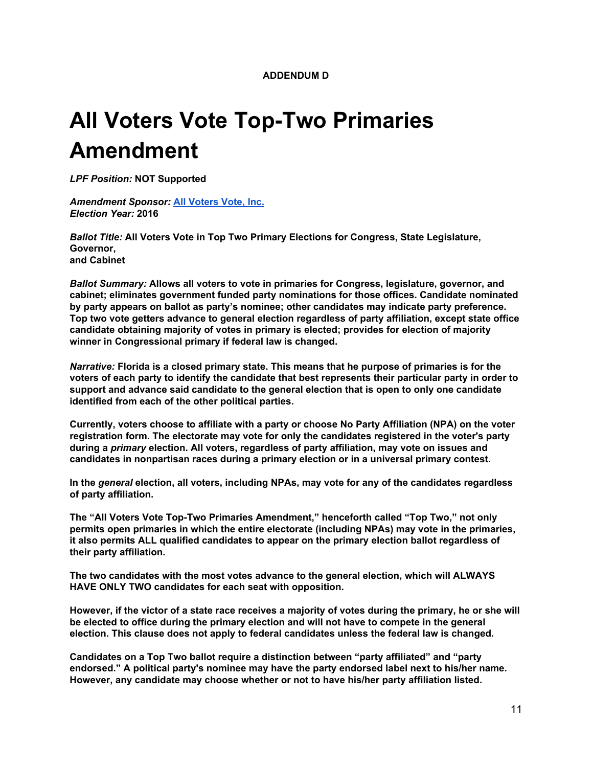**ADDENDUM D**

# All Voters Vote Top-Two Primaries Amendment

***LPF Position:*** **NOT Supported**

***Amendment Sponsor:*** **All Voters Vote, Inc.**
***Election Year:*** **2016**

***Ballot Title:*** **All Voters Vote in Top Two Primary Elections for Congress, State Legislature, Governor,
and Cabinet**

***Ballot Summary:*** **Allows all voters to vote in primaries for Congress, legislature, governor, and cabinet; eliminates government funded party nominations for those offices. Candidate nominated by party appears on ballot as party's nominee; other candidates may indicate party preference. Top two vote getters advance to general election regardless of party affiliation, except state office candidate obtaining majority of votes in primary is elected; provides for election of majority winner in Congressional primary if federal law is changed.**

***Narrative:*** **Florida is a closed primary state. This means that he purpose of primaries is for the voters of each party to identify the candidate that best represents their particular party in order to support and advance said candidate to the general election that is open to only one candidate identified from each of the other political parties.**

**Currently, voters choose to affiliate with a party or choose No Party Affiliation (NPA) on the voter registration form. The electorate may vote for only the candidates registered in the voter's party during a *primary* election. All voters, regardless of party affiliation, may vote on issues and candidates in nonpartisan races during a primary election or in a universal primary contest.**

**In the *general* election, all voters, including NPAs, may vote for any of the candidates regardless of party affiliation.**

**The "All Voters Vote Top-Two Primaries Amendment," henceforth called "Top Two," not only permits open primaries in which the entire electorate (including NPAs) may vote in the primaries, it also permits ALL qualified candidates to appear on the primary election ballot regardless of their party affiliation.**

**The two candidates with the most votes advance to the general election, which will ALWAYS HAVE ONLY TWO candidates for each seat with opposition.**

**However, if the victor of a state race receives a majority of votes during the primary, he or she will be elected to office during the primary election and will not have to compete in the general election. This clause does not apply to federal candidates unless the federal law is changed.**

**Candidates on a Top Two ballot require a distinction between "party affiliated" and "party endorsed." A political party's nominee may have the party endorsed label next to his/her name. However, any candidate may choose whether or not to have his/her party affiliation listed.**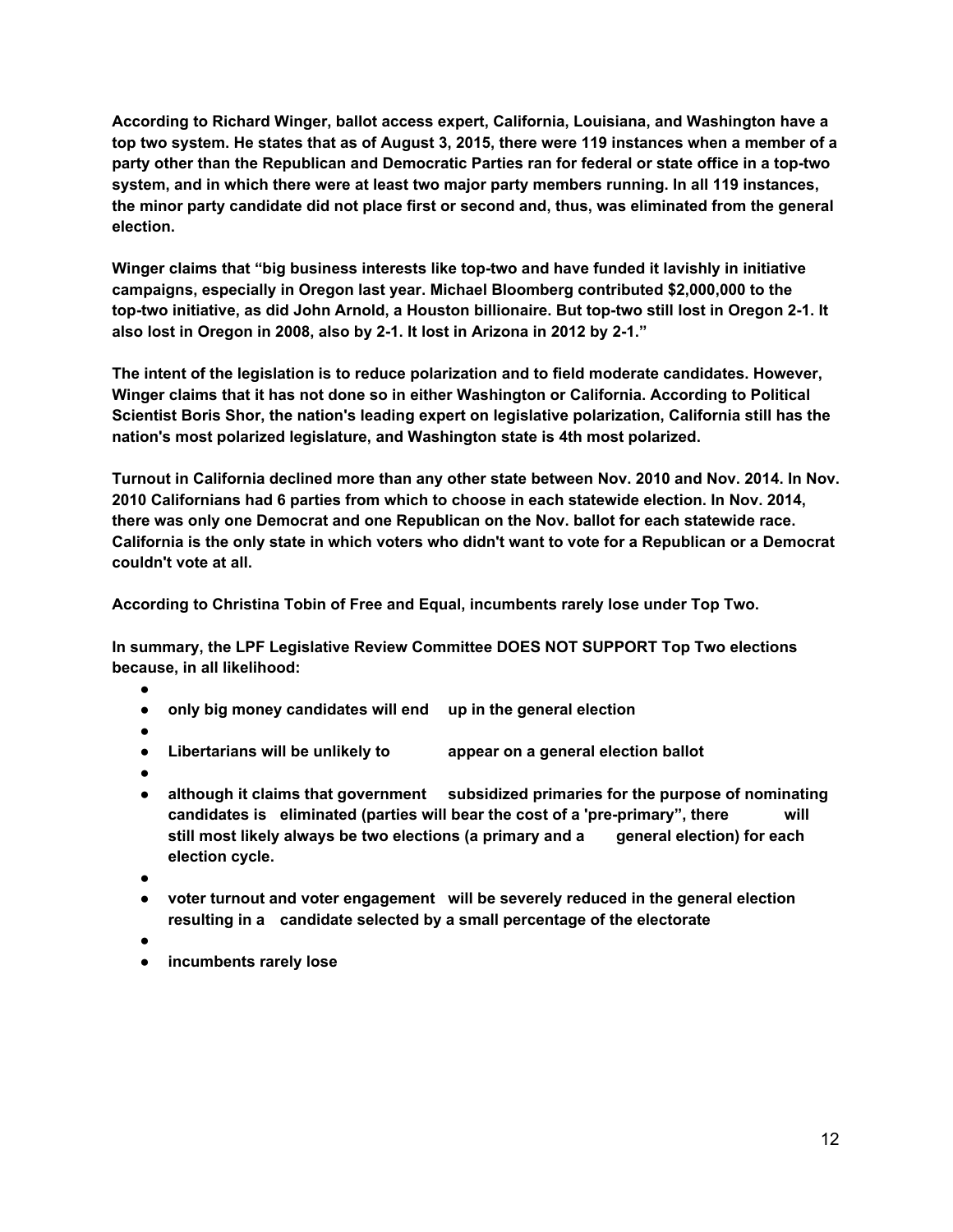**According to Richard Winger, ballot access expert, California, Louisiana, and Washington have a top two system. He states that as of August 3, 2015, there were 119 instances when a member of a party other than the Republican and Democratic Parties ran for federal or state office in a top-two system, and in which there were at least two major party members running. In all 119 instances, the minor party candidate did not place first or second and, thus, was eliminated from the general election.**

**Winger claims that "big business interests like top-two and have funded it lavishly in initiative campaigns, especially in Oregon last year. Michael Bloomberg contributed $2,000,000 to the top-two initiative, as did John Arnold, a Houston billionaire. But top-two still lost in Oregon 2-1. It also lost in Oregon in 2008, also by 2-1. It lost in Arizona in 2012 by 2-1."**

**The intent of the legislation is to reduce polarization and to field moderate candidates. However, Winger claims that it has not done so in either Washington or California. According to Political Scientist Boris Shor, the nation's leading expert on legislative polarization, California still has the nation's most polarized legislature, and Washington state is 4th most polarized.**

**Turnout in California declined more than any other state between Nov. 2010 and Nov. 2014. In Nov. 2010 Californians had 6 parties from which to choose in each statewide election. In Nov. 2014, there was only one Democrat and one Republican on the Nov. ballot for each statewide race. California is the only state in which voters who didn't want to vote for a Republican or a Democrat couldn't vote at all.**

**According to Christina Tobin of Free and Equal, incumbents rarely lose under Top Two.**

**In summary, the LPF Legislative Review Committee DOES NOT SUPPORT Top Two elections because, in all likelihood:**

- **only big money candidates will end up in the general election**
- **Libertarians will be unlikely to appear on a general election ballot**
- **although it claims that government subsidized primaries for the purpose of nominating candidates is eliminated (parties will bear the cost of a 'pre-primary", there will still most likely always be two elections (a primary and a general election) for each election cycle.**
- **voter turnout and voter engagement will be severely reduced in the general election resulting in a candidate selected by a small percentage of the electorate**
- **incumbents rarely lose**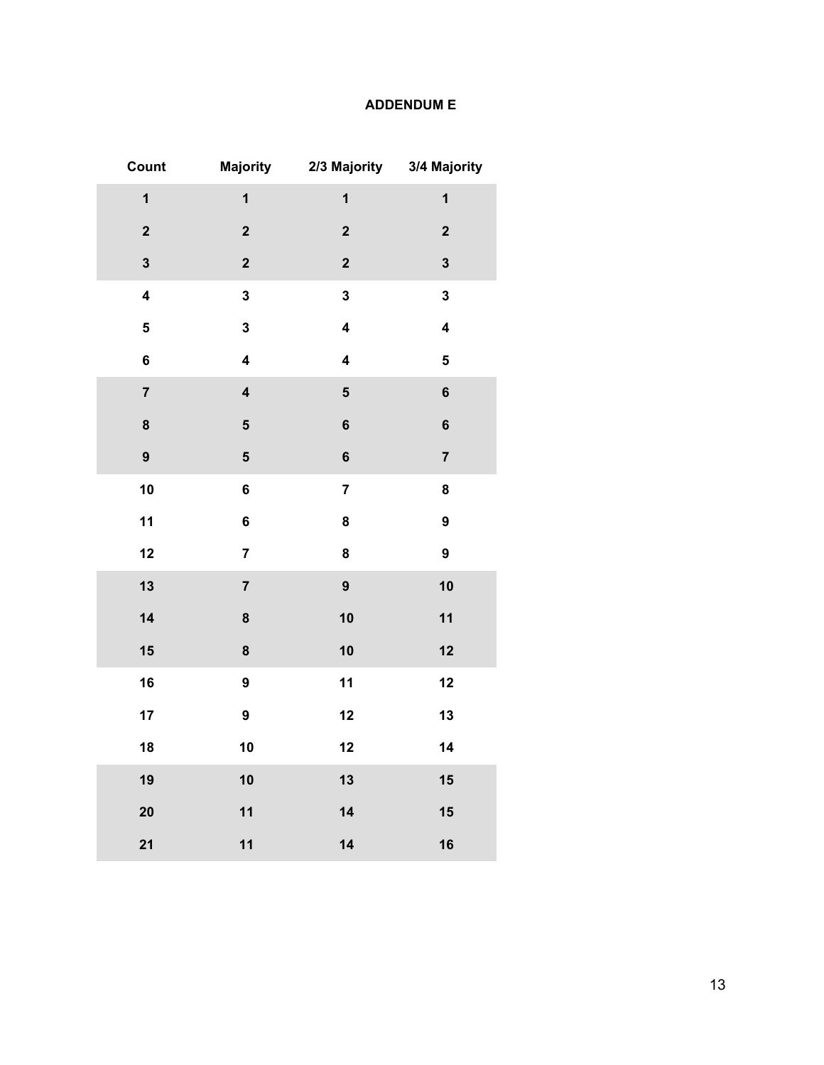**ADDENDUM E**

| Count | Majority | 2/3 Majority | 3/4 Majority |
|---|---|---|---|
| 1 | 1 | 1 | 1 |
| 2 | 2 | 2 | 2 |
| 3 | 2 | 2 | 3 |
| 4 | 3 | 3 | 3 |
| 5 | 3 | 4 | 4 |
| 6 | 4 | 4 | 5 |
| 7 | 4 | 5 | 6 |
| 8 | 5 | 6 | 6 |
| 9 | 5 | 6 | 7 |
| 10 | 6 | 7 | 8 |
| 11 | 6 | 8 | 9 |
| 12 | 7 | 8 | 9 |
| 13 | 7 | 9 | 10 |
| 14 | 8 | 10 | 11 |
| 15 | 8 | 10 | 12 |
| 16 | 9 | 11 | 12 |
| 17 | 9 | 12 | 13 |
| 18 | 10 | 12 | 14 |
| 19 | 10 | 13 | 15 |
| 20 | 11 | 14 | 15 |
| 21 | 11 | 14 | 16 |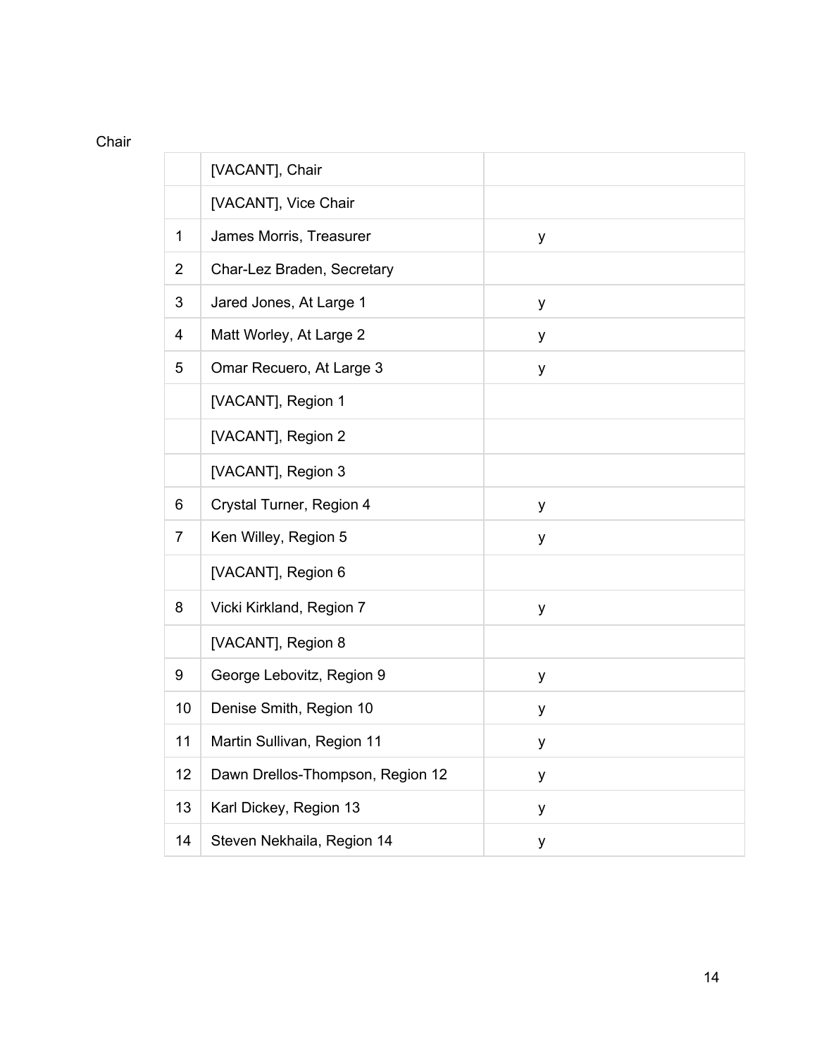Chair

| | | |
|---|---|---|
| | [VACANT], Chair | |
| | [VACANT], Vice Chair | |
| 1 | James Morris, Treasurer | y |
| 2 | Char-Lez Braden, Secretary | |
| 3 | Jared Jones, At Large 1 | y |
| 4 | Matt Worley, At Large 2 | y |
| 5 | Omar Recuero, At Large 3 | y |
| | [VACANT], Region 1 | |
| | [VACANT], Region 2 | |
| | [VACANT], Region 3 | |
| 6 | Crystal Turner, Region 4 | y |
| 7 | Ken Willey, Region 5 | y |
| | [VACANT], Region 6 | |
| 8 | Vicki Kirkland, Region 7 | y |
| | [VACANT], Region 8 | |
| 9 | George Lebovitz, Region 9 | y |
| 10 | Denise Smith, Region 10 | y |
| 11 | Martin Sullivan, Region 11 | y |
| 12 | Dawn Drellos-Thompson, Region 12 | y |
| 13 | Karl Dickey, Region 13 | y |
| 14 | Steven Nekhaila, Region 14 | y |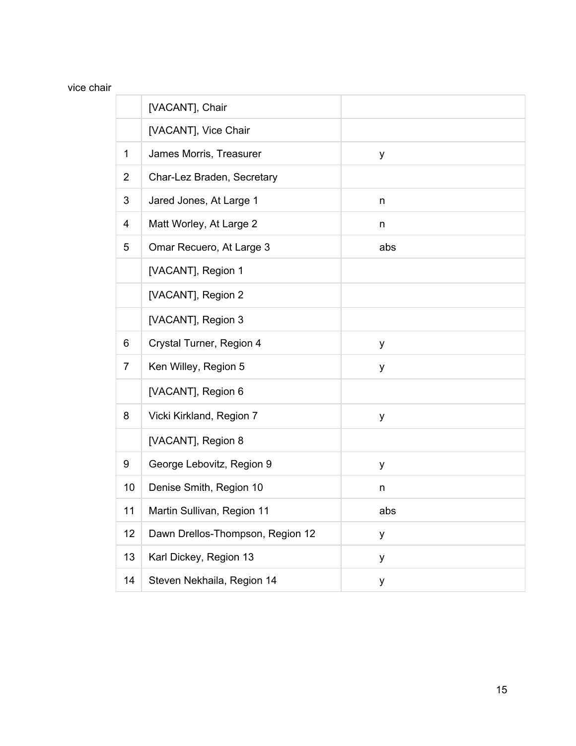vice chair

| | | |
|---|---|---|
| | [VACANT], Chair | |
| | [VACANT], Vice Chair | |
| 1 | James Morris, Treasurer | y |
| 2 | Char-Lez Braden, Secretary | |
| 3 | Jared Jones, At Large 1 | n |
| 4 | Matt Worley, At Large 2 | n |
| 5 | Omar Recuero, At Large 3 | abs |
| | [VACANT], Region 1 | |
| | [VACANT], Region 2 | |
| | [VACANT], Region 3 | |
| 6 | Crystal Turner, Region 4 | y |
| 7 | Ken Willey, Region 5 | y |
| | [VACANT], Region 6 | |
| 8 | Vicki Kirkland, Region 7 | y |
| | [VACANT], Region 8 | |
| 9 | George Lebovitz, Region 9 | y |
| 10 | Denise Smith, Region 10 | n |
| 11 | Martin Sullivan, Region 11 | abs |
| 12 | Dawn Drellos-Thompson, Region 12 | y |
| 13 | Karl Dickey, Region 13 | y |
| 14 | Steven Nekhaila, Region 14 | y |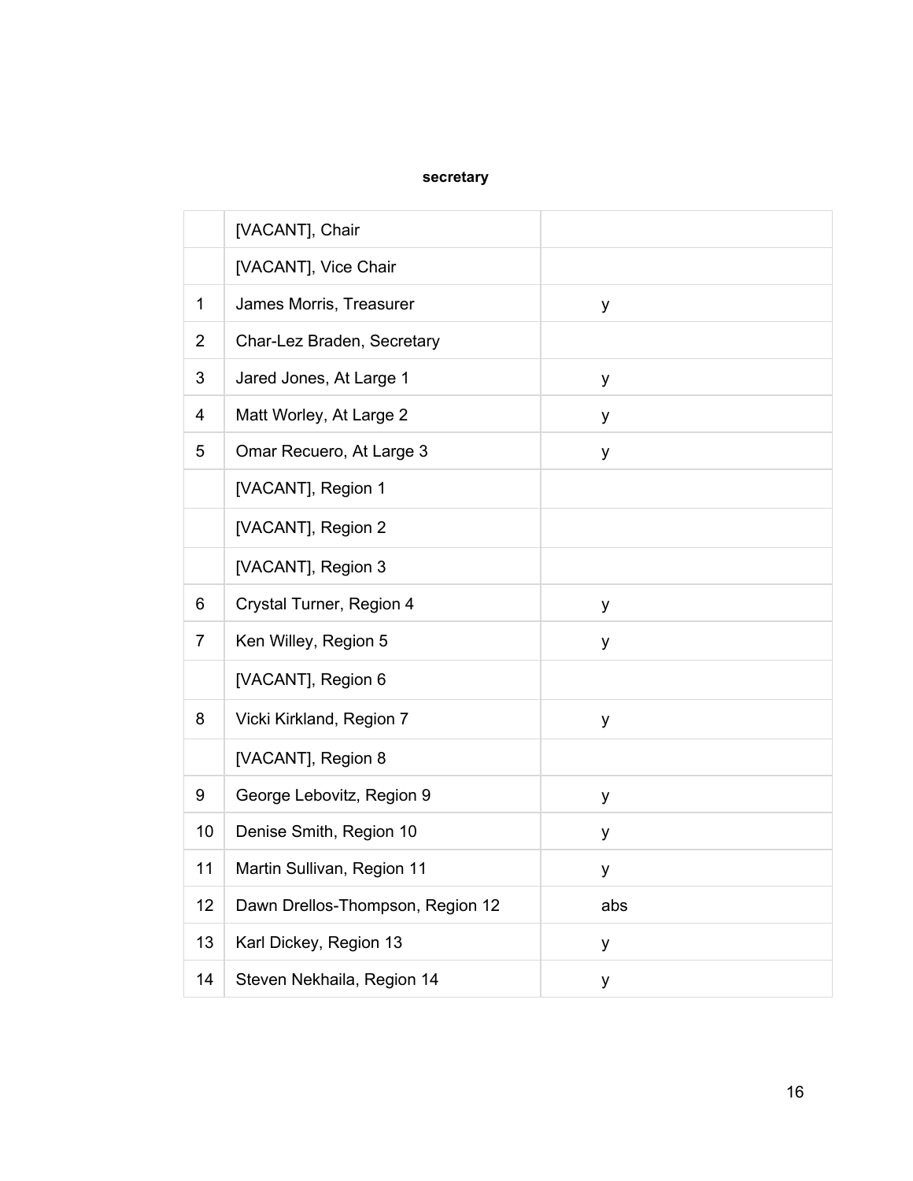**secretary**

| | | |
|---|---|---|
| | [VACANT], Chair | |
| | [VACANT], Vice Chair | |
| 1 | James Morris, Treasurer | y |
| 2 | Char-Lez Braden, Secretary | |
| 3 | Jared Jones, At Large 1 | y |
| 4 | Matt Worley, At Large 2 | y |
| 5 | Omar Recuero, At Large 3 | y |
| | [VACANT], Region 1 | |
| | [VACANT], Region 2 | |
| | [VACANT], Region 3 | |
| 6 | Crystal Turner, Region 4 | y |
| 7 | Ken Willey, Region 5 | y |
| | [VACANT], Region 6 | |
| 8 | Vicki Kirkland, Region 7 | y |
| | [VACANT], Region 8 | |
| 9 | George Lebovitz, Region 9 | y |
| 10 | Denise Smith, Region 10 | y |
| 11 | Martin Sullivan, Region 11 | y |
| 12 | Dawn Drellos-Thompson, Region 12 | abs |
| 13 | Karl Dickey, Region 13 | y |
| 14 | Steven Nekhaila, Region 14 | y |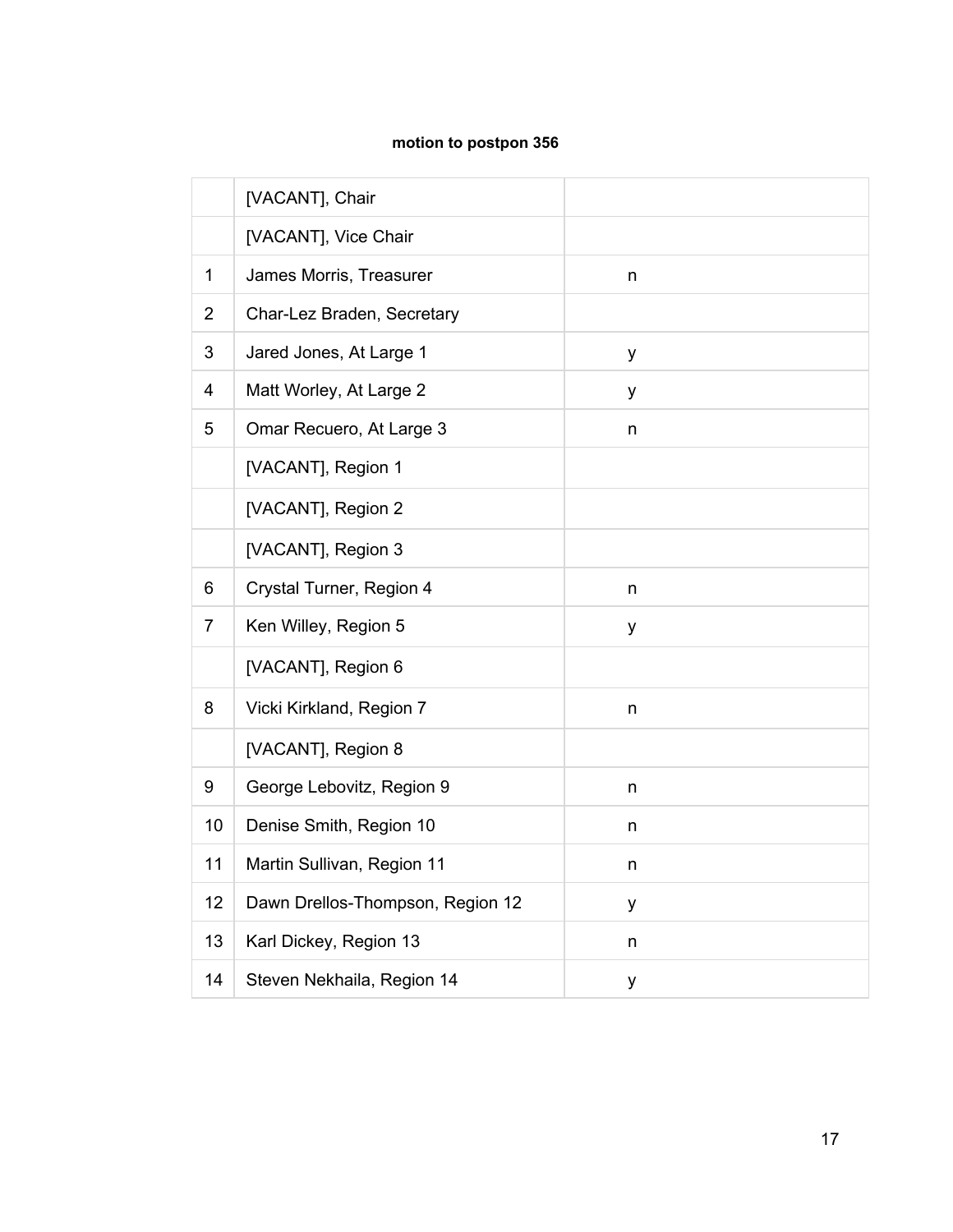**motion to postpon 356**

| | | |
|---|---|---|
| | [VACANT], Chair | |
| | [VACANT], Vice Chair | |
| 1 | James Morris, Treasurer | n |
| 2 | Char-Lez Braden, Secretary | |
| 3 | Jared Jones, At Large 1 | y |
| 4 | Matt Worley, At Large 2 | y |
| 5 | Omar Recuero, At Large 3 | n |
| | [VACANT], Region 1 | |
| | [VACANT], Region 2 | |
| | [VACANT], Region 3 | |
| 6 | Crystal Turner, Region 4 | n |
| 7 | Ken Willey, Region 5 | y |
| | [VACANT], Region 6 | |
| 8 | Vicki Kirkland, Region 7 | n |
| | [VACANT], Region 8 | |
| 9 | George Lebovitz, Region 9 | n |
| 10 | Denise Smith, Region 10 | n |
| 11 | Martin Sullivan, Region 11 | n |
| 12 | Dawn Drellos-Thompson, Region 12 | y |
| 13 | Karl Dickey, Region 13 | n |
| 14 | Steven Nekhaila, Region 14 | y |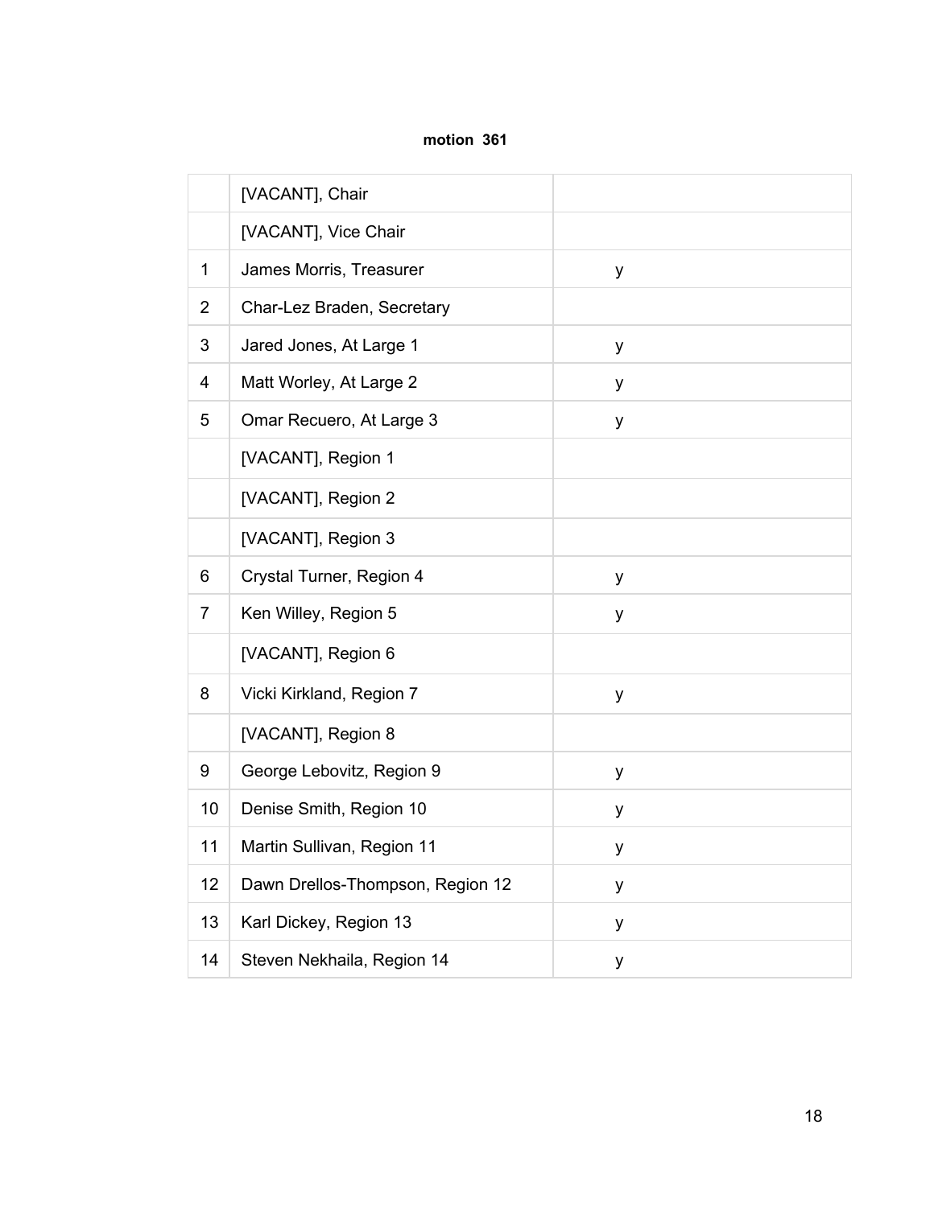**motion 361**

| | | |
|---|---|---|
| | [VACANT], Chair | |
| | [VACANT], Vice Chair | |
| 1 | James Morris, Treasurer | y |
| 2 | Char-Lez Braden, Secretary | |
| 3 | Jared Jones, At Large 1 | y |
| 4 | Matt Worley, At Large 2 | y |
| 5 | Omar Recuero, At Large 3 | y |
| | [VACANT], Region 1 | |
| | [VACANT], Region 2 | |
| | [VACANT], Region 3 | |
| 6 | Crystal Turner, Region 4 | y |
| 7 | Ken Willey, Region 5 | y |
| | [VACANT], Region 6 | |
| 8 | Vicki Kirkland, Region 7 | y |
| | [VACANT], Region 8 | |
| 9 | George Lebovitz, Region 9 | y |
| 10 | Denise Smith, Region 10 | y |
| 11 | Martin Sullivan, Region 11 | y |
| 12 | Dawn Drellos-Thompson, Region 12 | y |
| 13 | Karl Dickey, Region 13 | y |
| 14 | Steven Nekhaila, Region 14 | y |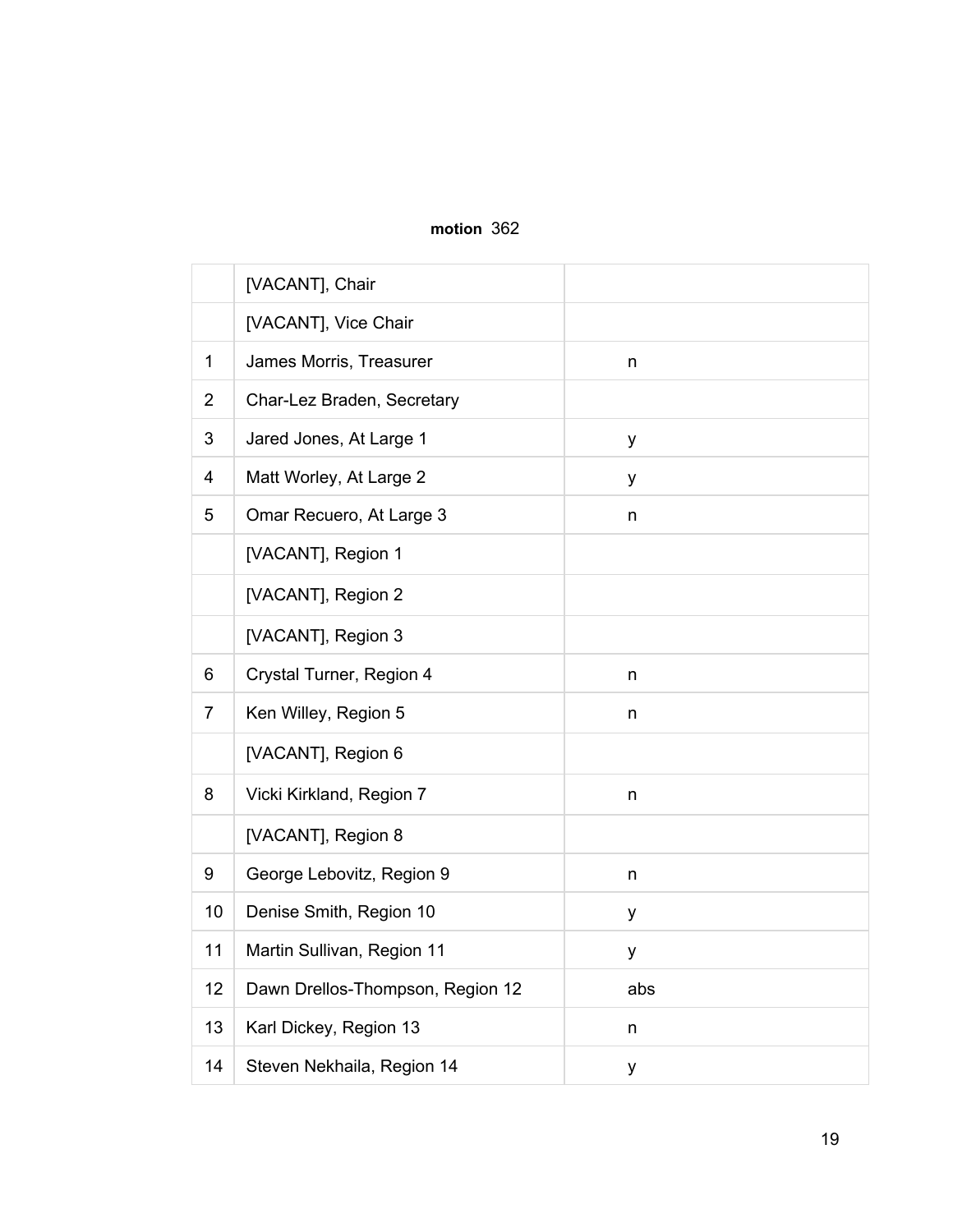**motion** 362

| | | |
|---|---|---|
| | [VACANT], Chair | |
| | [VACANT], Vice Chair | |
| 1 | James Morris, Treasurer | n |
| 2 | Char-Lez Braden, Secretary | |
| 3 | Jared Jones, At Large 1 | y |
| 4 | Matt Worley, At Large 2 | y |
| 5 | Omar Recuero, At Large 3 | n |
| | [VACANT], Region 1 | |
| | [VACANT], Region 2 | |
| | [VACANT], Region 3 | |
| 6 | Crystal Turner, Region 4 | n |
| 7 | Ken Willey, Region 5 | n |
| | [VACANT], Region 6 | |
| 8 | Vicki Kirkland, Region 7 | n |
| | [VACANT], Region 8 | |
| 9 | George Lebovitz, Region 9 | n |
| 10 | Denise Smith, Region 10 | y |
| 11 | Martin Sullivan, Region 11 | y |
| 12 | Dawn Drellos-Thompson, Region 12 | abs |
| 13 | Karl Dickey, Region 13 | n |
| 14 | Steven Nekhaila, Region 14 | y |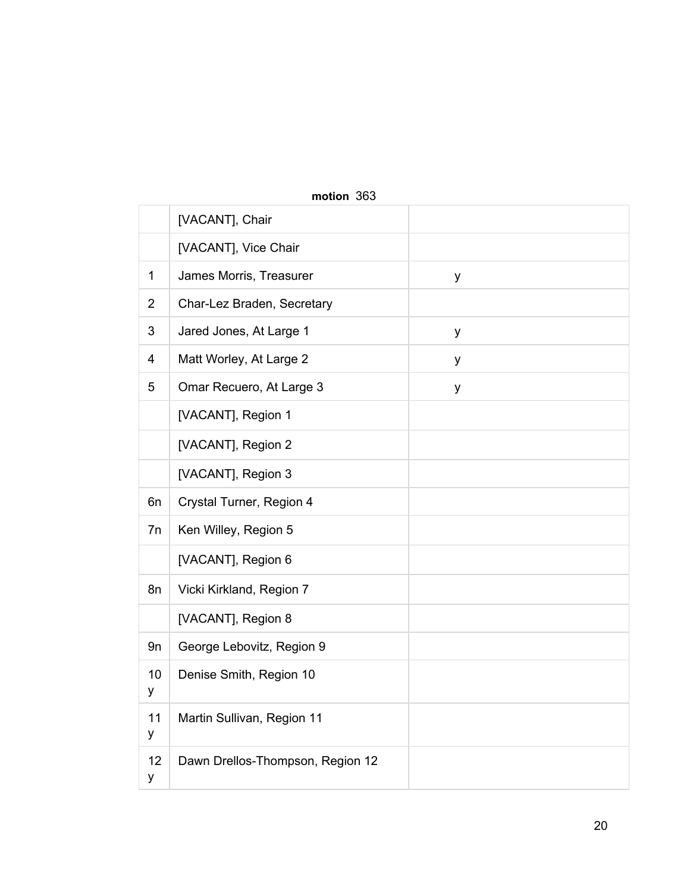**motion** 363

| | | |
|---|---|---|
| | [VACANT], Chair | |
| | [VACANT], Vice Chair | |
| 1 | James Morris, Treasurer | y |
| 2 | Char-Lez Braden, Secretary | |
| 3 | Jared Jones, At Large 1 | y |
| 4 | Matt Worley, At Large 2 | y |
| 5 | Omar Recuero, At Large 3 | y |
| | [VACANT], Region 1 | |
| | [VACANT], Region 2 | |
| | [VACANT], Region 3 | |
| 6n | Crystal Turner, Region 4 | |
| 7n | Ken Willey, Region 5 | |
| | [VACANT], Region 6 | |
| 8n | Vicki Kirkland, Region 7 | |
| | [VACANT], Region 8 | |
| 9n | George Lebovitz, Region 9 | |
| 10 y | Denise Smith, Region 10 | |
| 11 y | Martin Sullivan, Region 11 | |
| 12 y | Dawn Drellos-Thompson, Region 12 | |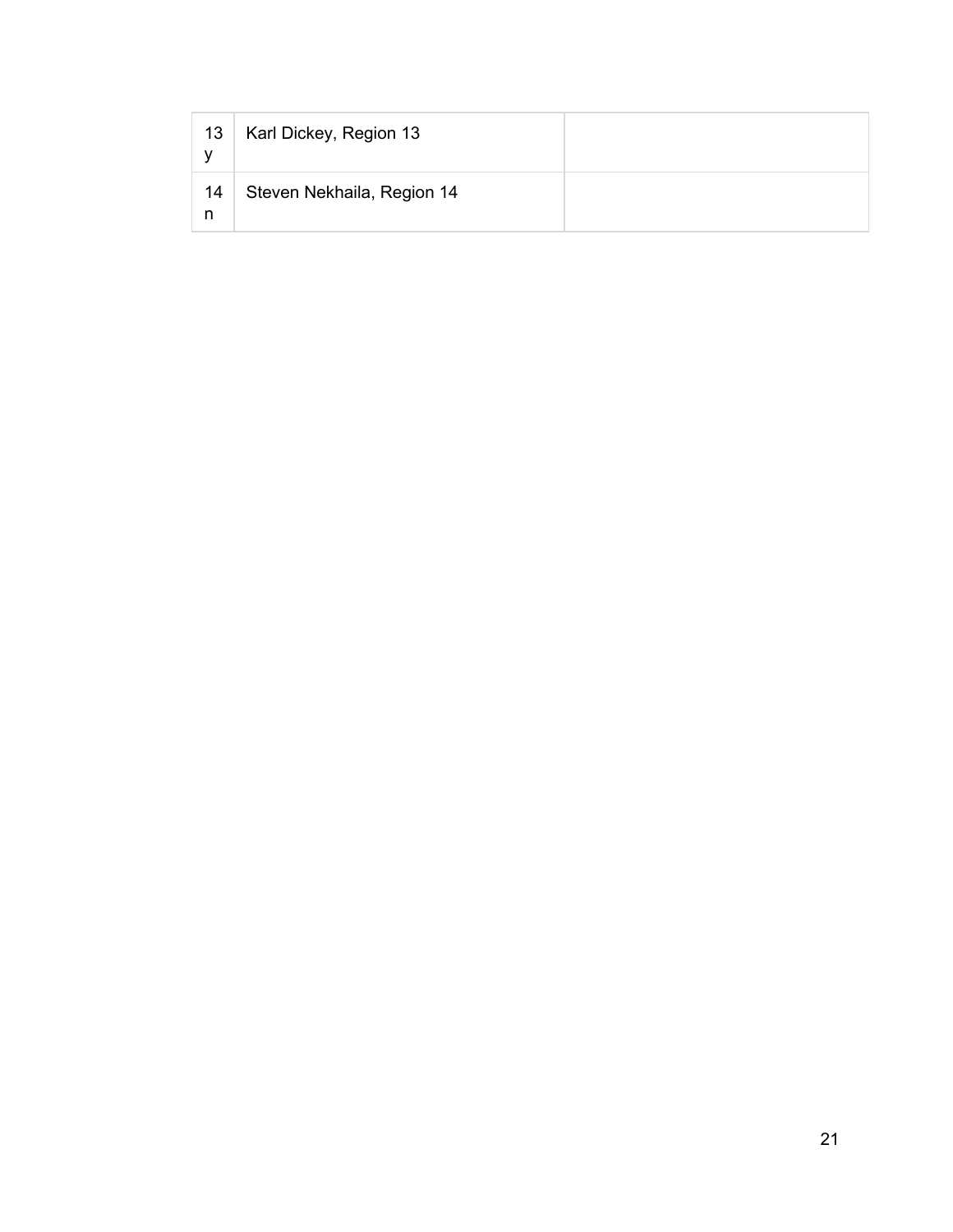| | | |
|---|---|---|
| 13 y | Karl Dickey, Region 13 | |
| 14 n | Steven Nekhaila, Region 14 | |